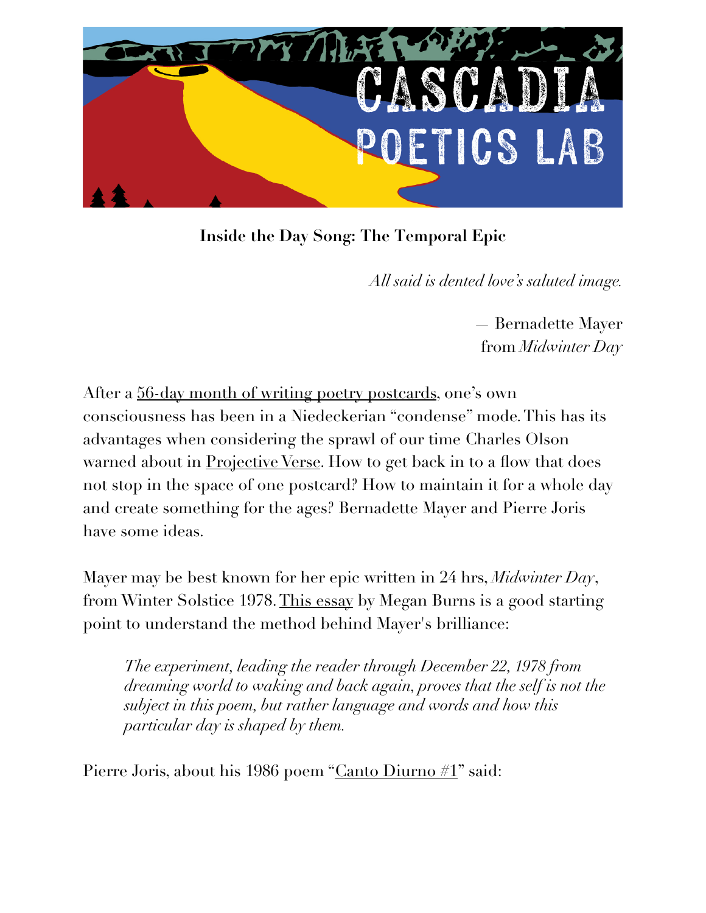**Inside the Day Song: The Temporal Epic**

*All said is dented love's saluted image.*

— Bernadette Mayer
from *Midwinter Day*

After a 56-day month of writing poetry postcards, one's own consciousness has been in a Niedeckerian "condense" mode. This has its advantages when considering the sprawl of our time Charles Olson warned about in Projective Verse. How to get back in to a flow that does not stop in the space of one postcard? How to maintain it for a whole day and create something for the ages? Bernadette Mayer and Pierre Joris have some ideas.

Mayer may be best known for her epic written in 24 hrs, *Midwinter Day*, from Winter Solstice 1978. This essay by Megan Burns is a good starting point to understand the method behind Mayer's brilliance:

> *The experiment, leading the reader through December 22, 1978 from dreaming world to waking and back again, proves that the self is not the subject in this poem, but rather language and words and how this particular day is shaped by them.*

Pierre Joris, about his 1986 poem "Canto Diurno #1" said: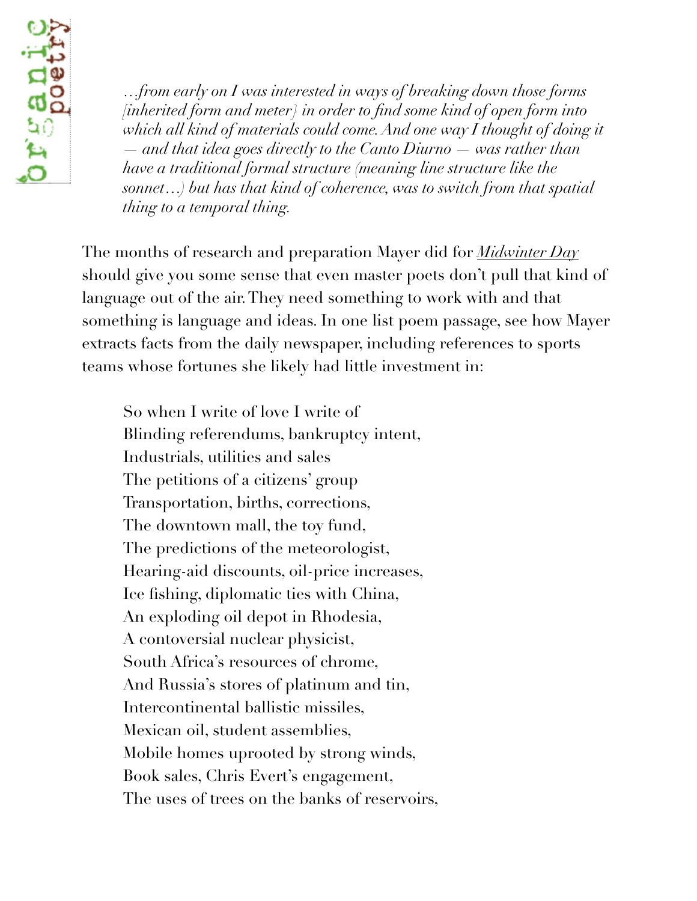*…from early on I was interested in ways of breaking down those forms [inherited form and meter} in order to find some kind of open form into which all kind of materials could come. And one way I thought of doing it — and that idea goes directly to the Canto Diurno — was rather than have a traditional formal structure (meaning line structure like the sonnet…) but has that kind of coherence, was to switch from that spatial thing to a temporal thing.*

The months of research and preparation Mayer did for *Midwinter Day* should give you some sense that even master poets don't pull that kind of language out of the air. They need something to work with and that something is language and ideas. In one list poem passage, see how Mayer extracts facts from the daily newspaper, including references to sports teams whose fortunes she likely had little investment in:

> So when I write of love I write of
> Blinding referendums, bankruptcy intent,
> Industrials, utilities and sales
> The petitions of a citizens' group
> Transportation, births, corrections,
> The downtown mall, the toy fund,
> The predictions of the meteorologist,
> Hearing-aid discounts, oil-price increases,
> Ice fishing, diplomatic ties with China,
> An exploding oil depot in Rhodesia,
> A contoversial nuclear physicist,
> South Africa's resources of chrome,
> And Russia's stores of platinum and tin,
> Intercontinental ballistic missiles,
> Mexican oil, student assemblies,
> Mobile homes uprooted by strong winds,
> Book sales, Chris Evert's engagement,
> The uses of trees on the banks of reservoirs,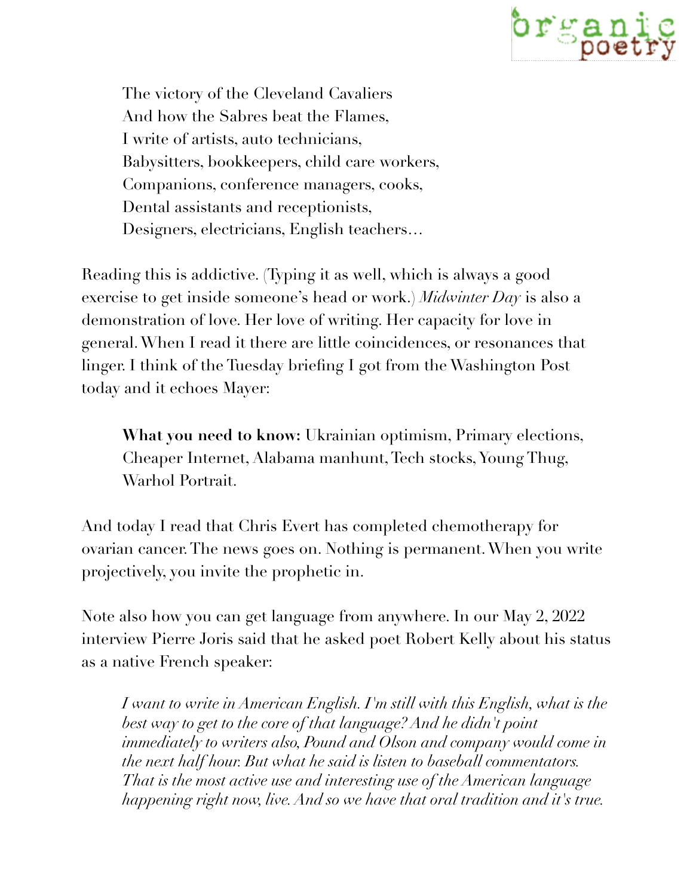> The victory of the Cleveland Cavaliers
> And how the Sabres beat the Flames,
> I write of artists, auto technicians,
> Babysitters, bookkeepers, child care workers,
> Companions, conference managers, cooks,
> Dental assistants and receptionists,
> Designers, electricians, English teachers…

Reading this is addictive. (Typing it as well, which is always a good exercise to get inside someone's head or work.) *Midwinter Day* is also a demonstration of love. Her love of writing. Her capacity for love in general. When I read it there are little coincidences, or resonances that linger. I think of the Tuesday briefing I got from the Washington Post today and it echoes Mayer:

> **What you need to know:** Ukrainian optimism, Primary elections, Cheaper Internet, Alabama manhunt, Tech stocks, Young Thug, Warhol Portrait.

And today I read that Chris Evert has completed chemotherapy for ovarian cancer. The news goes on. Nothing is permanent. When you write projectively, you invite the prophetic in.

Note also how you can get language from anywhere. In our May 2, 2022 interview Pierre Joris said that he asked poet Robert Kelly about his status as a native French speaker:

> *I want to write in American English. I'm still with this English, what is the best way to get to the core of that language? And he didn't point immediately to writers also, Pound and Olson and company would come in the next half hour. But what he said is listen to baseball commentators. That is the most active use and interesting use of the American language happening right now, live. And so we have that oral tradition and it's true.*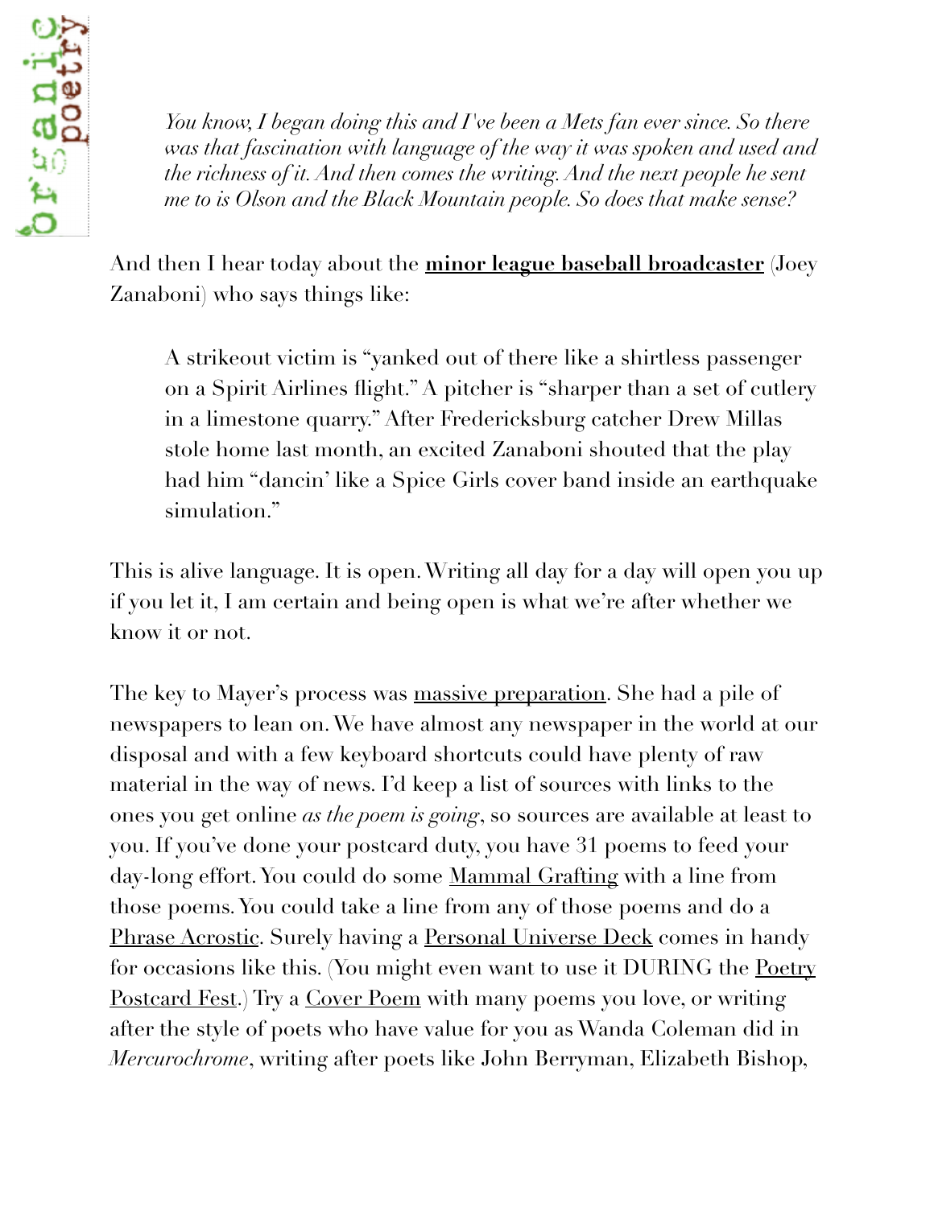> *You know, I began doing this and I've been a Mets fan ever since. So there was that fascination with language of the way it was spoken and used and the richness of it. And then comes the writing. And the next people he sent me to is Olson and the Black Mountain people. So does that make sense?*

And then I hear today about the **minor league baseball broadcaster** (Joey Zanaboni) who says things like:

> A strikeout victim is "yanked out of there like a shirtless passenger on a Spirit Airlines flight." A pitcher is "sharper than a set of cutlery in a limestone quarry." After Fredericksburg catcher Drew Millas stole home last month, an excited Zanaboni shouted that the play had him "dancin' like a Spice Girls cover band inside an earthquake simulation."

This is alive language. It is open. Writing all day for a day will open you up if you let it, I am certain and being open is what we're after whether we know it or not.

The key to Mayer's process was massive preparation. She had a pile of newspapers to lean on. We have almost any newspaper in the world at our disposal and with a few keyboard shortcuts could have plenty of raw material in the way of news. I'd keep a list of sources with links to the ones you get online *as the poem is going*, so sources are available at least to you. If you've done your postcard duty, you have 31 poems to feed your day-long effort. You could do some Mammal Grafting with a line from those poems. You could take a line from any of those poems and do a Phrase Acrostic. Surely having a Personal Universe Deck comes in handy for occasions like this. (You might even want to use it DURING the Poetry Postcard Fest.) Try a Cover Poem with many poems you love, or writing after the style of poets who have value for you as Wanda Coleman did in *Mercurochrome*, writing after poets like John Berryman, Elizabeth Bishop,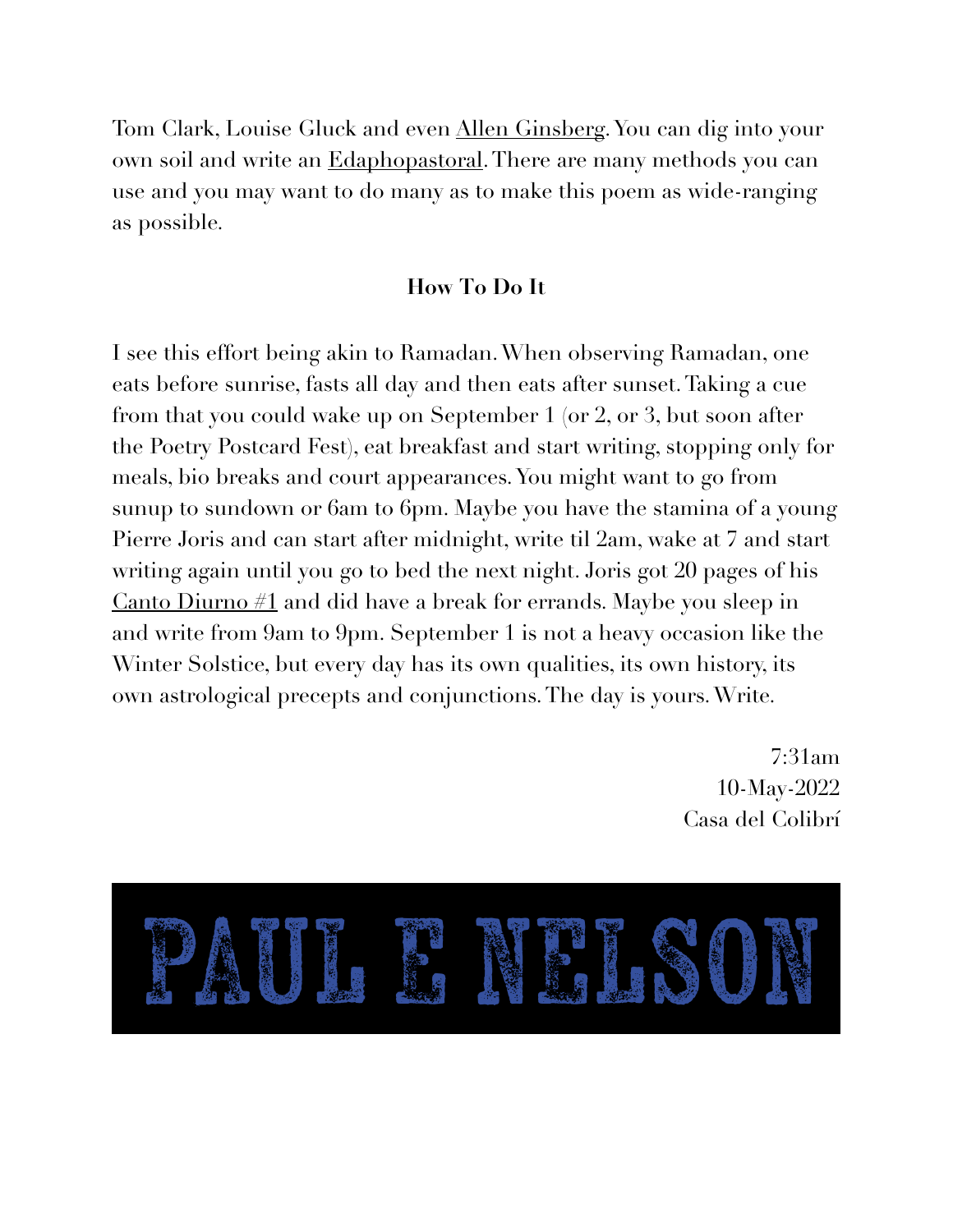Tom Clark, Louise Gluck and even Allen Ginsberg. You can dig into your own soil and write an Edaphopastoral. There are many methods you can use and you may want to do many as to make this poem as wide-ranging as possible.

**How To Do It**

I see this effort being akin to Ramadan. When observing Ramadan, one eats before sunrise, fasts all day and then eats after sunset. Taking a cue from that you could wake up on September 1 (or 2, or 3, but soon after the Poetry Postcard Fest), eat breakfast and start writing, stopping only for meals, bio breaks and court appearances. You might want to go from sunup to sundown or 6am to 6pm. Maybe you have the stamina of a young Pierre Joris and can start after midnight, write til 2am, wake at 7 and start writing again until you go to bed the next night. Joris got 20 pages of his Canto Diurno #1 and did have a break for errands. Maybe you sleep in and write from 9am to 9pm. September 1 is not a heavy occasion like the Winter Solstice, but every day has its own qualities, its own history, its own astrological precepts and conjunctions. The day is yours. Write.

7:31am
10-May-2022
Casa del Colibrí

PAUL E NELSON